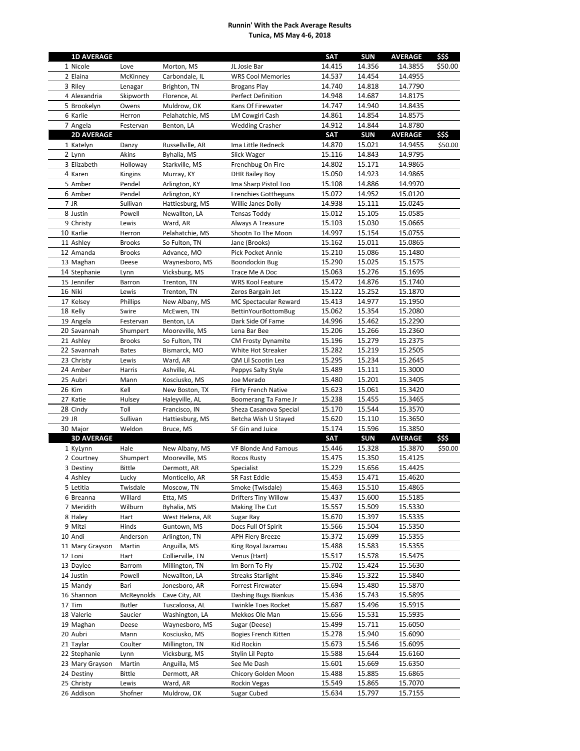**Runnin' With the Pack Average Results**
**Tunica, MS May 4-6, 2018**

| 1D AVERAGE | | | | SAT | SUN | AVERAGE | $$$ |
|---|---|---|---|---|---|---|---|
| 1 Nicole | Love | Morton, MS | JL Josie Bar | 14.415 | 14.356 | 14.3855 | $50.00 |
| 2 Elaina | McKinney | Carbondale, IL | WRS Cool Memories | 14.537 | 14.454 | 14.4955 | |
| 3 Riley | Lenagar | Brighton, TN | Brogans Play | 14.740 | 14.818 | 14.7790 | |
| 4 Alexandria | Skipworth | Florence, AL | Perfect Definition | 14.948 | 14.687 | 14.8175 | |
| 5 Brookelyn | Owens | Muldrow, OK | Kans Of Firewater | 14.747 | 14.940 | 14.8435 | |
| 6 Karlie | Herron | Pelahatchie, MS | LM Cowgirl Cash | 14.861 | 14.854 | 14.8575 | |
| 7 Angela | Festervan | Benton, LA | Wedding Crasher | 14.912 | 14.844 | 14.8780 | |
| **2D AVERAGE** | | | | **SAT** | **SUN** | **AVERAGE** | **$$$** |
| 1 Katelyn | Danzy | Russellville, AR | Ima Little Redneck | 14.870 | 15.021 | 14.9455 | $50.00 |
| 2 Lynn | Akins | Byhalia, MS | Slick Wager | 15.116 | 14.843 | 14.9795 | |
| 3 Elizabeth | Holloway | Starkville, MS | Frenchbug On Fire | 14.802 | 15.171 | 14.9865 | |
| 4 Karen | Kingins | Murray, KY | DHR Bailey Boy | 15.050 | 14.923 | 14.9865 | |
| 5 Amber | Pendel | Arlington, KY | Ima Sharp Pistol Too | 15.108 | 14.886 | 14.9970 | |
| 6 Amber | Pendel | Arlington, KY | Frenchies Gottheguns | 15.072 | 14.952 | 15.0120 | |
| 7 JR | Sullivan | Hattiesburg, MS | Willie Janes Dolly | 14.938 | 15.111 | 15.0245 | |
| 8 Justin | Powell | Newallton, LA | Tensas Toddy | 15.012 | 15.105 | 15.0585 | |
| 9 Christy | Lewis | Ward, AR | Always A Treasure | 15.103 | 15.030 | 15.0665 | |
| 10 Karlie | Herron | Pelahatchie, MS | Shootn To The Moon | 14.997 | 15.154 | 15.0755 | |
| 11 Ashley | Brooks | So Fulton, TN | Jane (Brooks) | 15.162 | 15.011 | 15.0865 | |
| 12 Amanda | Brooks | Advance, MO | Pick Pocket Annie | 15.210 | 15.086 | 15.1480 | |
| 13 Maghan | Deese | Waynesboro, MS | Boondockin Bug | 15.290 | 15.025 | 15.1575 | |
| 14 Stephanie | Lynn | Vicksburg, MS | Trace Me A Doc | 15.063 | 15.276 | 15.1695 | |
| 15 Jennifer | Barron | Trenton, TN | WRS Kool Feature | 15.472 | 14.876 | 15.1740 | |
| 16 Niki | Lewis | Trenton, TN | Zeros Bargain Jet | 15.122 | 15.252 | 15.1870 | |
| 17 Kelsey | Phillips | New Albany, MS | MC Spectacular Reward | 15.413 | 14.977 | 15.1950 | |
| 18 Kelly | Swire | McEwen, TN | BettinYourBottomBug | 15.062 | 15.354 | 15.2080 | |
| 19 Angela | Festervan | Benton, LA | Dark Side Of Fame | 14.996 | 15.462 | 15.2290 | |
| 20 Savannah | Shumpert | Mooreville, MS | Lena Bar Bee | 15.206 | 15.266 | 15.2360 | |
| 21 Ashley | Brooks | So Fulton, TN | CM Frosty Dynamite | 15.196 | 15.279 | 15.2375 | |
| 22 Savannah | Bates | Bismarck, MO | White Hot Streaker | 15.282 | 15.219 | 15.2505 | |
| 23 Christy | Lewis | Ward, AR | QM Lil Scootin Lea | 15.295 | 15.234 | 15.2645 | |
| 24 Amber | Harris | Ashville, AL | Peppys Salty Style | 15.489 | 15.111 | 15.3000 | |
| 25 Aubri | Mann | Kosciusko, MS | Joe Merado | 15.480 | 15.201 | 15.3405 | |
| 26 Kim | Kell | New Boston, TX | Flirty French Native | 15.623 | 15.061 | 15.3420 | |
| 27 Katie | Hulsey | Haleyville, AL | Boomerang Ta Fame Jr | 15.238 | 15.455 | 15.3465 | |
| 28 Cindy | Toll | Francisco, IN | Sheza Casanova Special | 15.170 | 15.544 | 15.3570 | |
| 29 JR | Sullivan | Hattiesburg, MS | Betcha Wish U Stayed | 15.620 | 15.110 | 15.3650 | |
| 30 Major | Weldon | Bruce, MS | SF Gin and Juice | 15.174 | 15.596 | 15.3850 | |
| **3D AVERAGE** | | | | **SAT** | **SUN** | **AVERAGE** | **$$$** |
| 1 KyLynn | Hale | New Albany, MS | VF Blonde And Famous | 15.446 | 15.328 | 15.3870 | $50.00 |
| 2 Courtney | Shumpert | Mooreville, MS | Rocos Rusty | 15.475 | 15.350 | 15.4125 | |
| 3 Destiny | Bittle | Dermott, AR | Specialist | 15.229 | 15.656 | 15.4425 | |
| 4 Ashley | Lucky | Monticello, AR | SR Fast Eddie | 15.453 | 15.471 | 15.4620 | |
| 5 Letitia | Twisdale | Moscow, TN | Smoke (Twisdale) | 15.463 | 15.510 | 15.4865 | |
| 6 Breanna | Willard | Etta, MS | Drifters Tiny Willow | 15.437 | 15.600 | 15.5185 | |
| 7 Meridith | Wilburn | Byhalia, MS | Making The Cut | 15.557 | 15.509 | 15.5330 | |
| 8 Haley | Hart | West Helena, AR | Sugar Ray | 15.670 | 15.397 | 15.5335 | |
| 9 Mitzi | Hinds | Guntown, MS | Docs Full Of Spirit | 15.566 | 15.504 | 15.5350 | |
| 10 Andi | Anderson | Arlington, TN | APH Fiery Breeze | 15.372 | 15.699 | 15.5355 | |
| 11 Mary Grayson | Martin | Anguilla, MS | King Royal Jazamau | 15.488 | 15.583 | 15.5355 | |
| 12 Loni | Hart | Collierville, TN | Venus (Hart) | 15.517 | 15.578 | 15.5475 | |
| 13 Daylee | Barrom | Millington, TN | Im Born To Fly | 15.702 | 15.424 | 15.5630 | |
| 14 Justin | Powell | Newallton, LA | Streaks Starlight | 15.846 | 15.322 | 15.5840 | |
| 15 Mandy | Bari | Jonesboro, AR | Forrest Firewater | 15.694 | 15.480 | 15.5870 | |
| 16 Shannon | McReynolds | Cave City, AR | Dashing Bugs Biankus | 15.436 | 15.743 | 15.5895 | |
| 17 Tim | Butler | Tuscaloosa, AL | Twinkle Toes Rocket | 15.687 | 15.496 | 15.5915 | |
| 18 Valerie | Saucier | Washington, LA | Mekkos Ole Man | 15.656 | 15.531 | 15.5935 | |
| 19 Maghan | Deese | Waynesboro, MS | Sugar (Deese) | 15.499 | 15.711 | 15.6050 | |
| 20 Aubri | Mann | Kosciusko, MS | Bogies French Kitten | 15.278 | 15.940 | 15.6090 | |
| 21 Taylar | Coulter | Millington, TN | Kid Rockin | 15.673 | 15.546 | 15.6095 | |
| 22 Stephanie | Lynn | Vicksburg, MS | Stylin Lil Pepto | 15.588 | 15.644 | 15.6160 | |
| 23 Mary Grayson | Martin | Anguilla, MS | See Me Dash | 15.601 | 15.669 | 15.6350 | |
| 24 Destiny | Bittle | Dermott, AR | Chicory Golden Moon | 15.488 | 15.885 | 15.6865 | |
| 25 Christy | Lewis | Ward, AR | Rockin Vegas | 15.549 | 15.865 | 15.7070 | |
| 26 Addison | Shofner | Muldrow, OK | Sugar Cubed | 15.634 | 15.797 | 15.7155 | |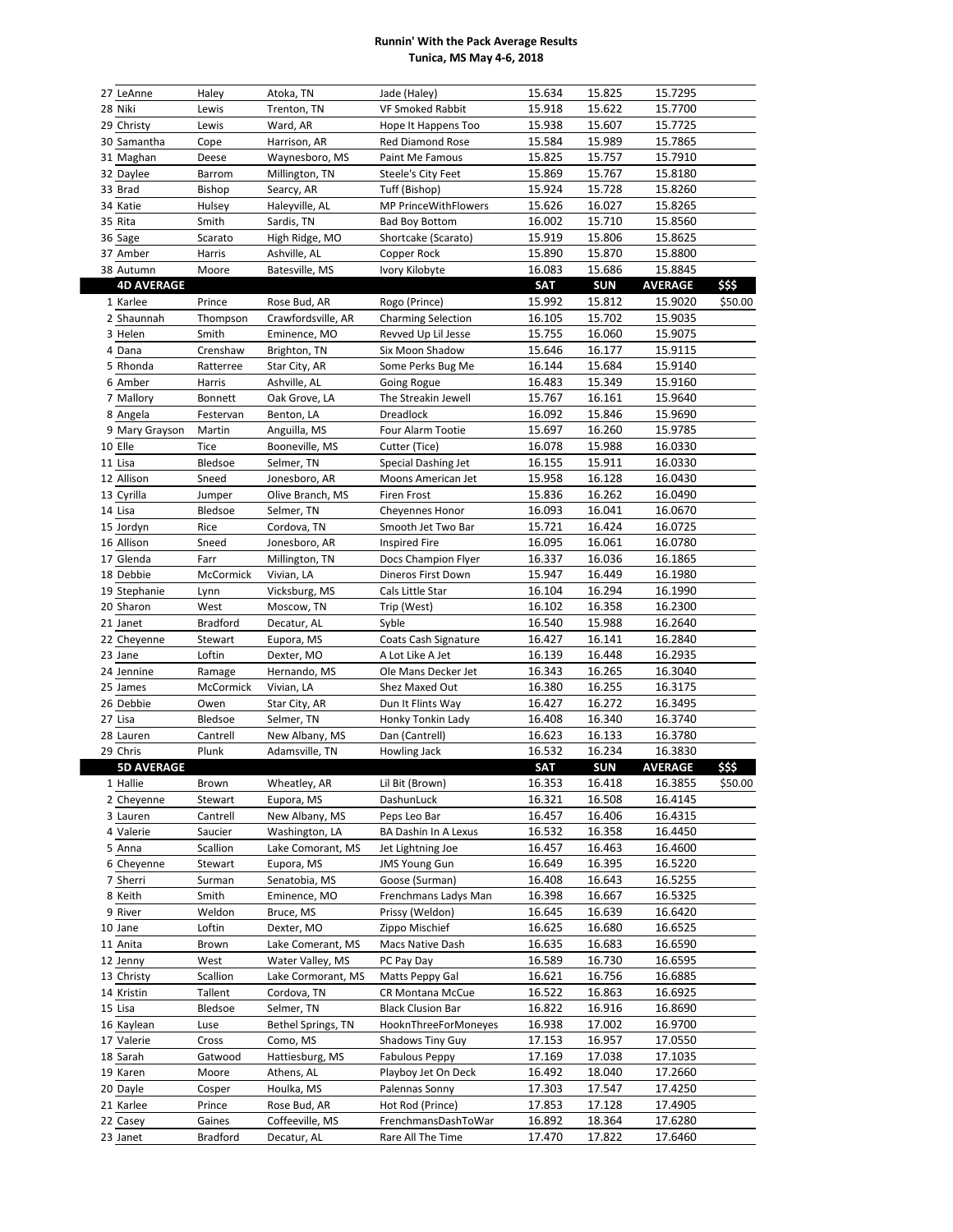# Runnin' With the Pack Average Results

**Tunica, MS May 4-6, 2018**

| | | | | | | | |
|---|---|---|---|---|---|---|---|
| 27 LeAnne | Haley | Atoka, TN | Jade (Haley) | 15.634 | 15.825 | 15.7295 | |
| 28 Niki | Lewis | Trenton, TN | VF Smoked Rabbit | 15.918 | 15.622 | 15.7700 | |
| 29 Christy | Lewis | Ward, AR | Hope It Happens Too | 15.938 | 15.607 | 15.7725 | |
| 30 Samantha | Cope | Harrison, AR | Red Diamond Rose | 15.584 | 15.989 | 15.7865 | |
| 31 Maghan | Deese | Waynesboro, MS | Paint Me Famous | 15.825 | 15.757 | 15.7910 | |
| 32 Daylee | Barrom | Millington, TN | Steele's City Feet | 15.869 | 15.767 | 15.8180 | |
| 33 Brad | Bishop | Searcy, AR | Tuff (Bishop) | 15.924 | 15.728 | 15.8260 | |
| 34 Katie | Hulsey | Haleyville, AL | MP PrinceWithFlowers | 15.626 | 16.027 | 15.8265 | |
| 35 Rita | Smith | Sardis, TN | Bad Boy Bottom | 16.002 | 15.710 | 15.8560 | |
| 36 Sage | Scarato | High Ridge, MO | Shortcake (Scarato) | 15.919 | 15.806 | 15.8625 | |
| 37 Amber | Harris | Ashville, AL | Copper Rock | 15.890 | 15.870 | 15.8800 | |
| 38 Autumn | Moore | Batesville, MS | Ivory Kilobyte | 16.083 | 15.686 | 15.8845 | |
| **4D AVERAGE** | | | | **SAT** | **SUN** | **AVERAGE** | **$$$** |
| 1 Karlee | Prince | Rose Bud, AR | Rogo (Prince) | 15.992 | 15.812 | 15.9020 | $50.00 |
| 2 Shaunnah | Thompson | Crawfordsville, AR | Charming Selection | 16.105 | 15.702 | 15.9035 | |
| 3 Helen | Smith | Eminence, MO | Revved Up Lil Jesse | 15.755 | 16.060 | 15.9075 | |
| 4 Dana | Crenshaw | Brighton, TN | Six Moon Shadow | 15.646 | 16.177 | 15.9115 | |
| 5 Rhonda | Ratterree | Star City, AR | Some Perks Bug Me | 16.144 | 15.684 | 15.9140 | |
| 6 Amber | Harris | Ashville, AL | Going Rogue | 16.483 | 15.349 | 15.9160 | |
| 7 Mallory | Bonnett | Oak Grove, LA | The Streakin Jewell | 15.767 | 16.161 | 15.9640 | |
| 8 Angela | Festervan | Benton, LA | Dreadlock | 16.092 | 15.846 | 15.9690 | |
| 9 Mary Grayson | Martin | Anguilla, MS | Four Alarm Tootie | 15.697 | 16.260 | 15.9785 | |
| 10 Elle | Tice | Booneville, MS | Cutter (Tice) | 16.078 | 15.988 | 16.0330 | |
| 11 Lisa | Bledsoe | Selmer, TN | Special Dashing Jet | 16.155 | 15.911 | 16.0330 | |
| 12 Allison | Sneed | Jonesboro, AR | Moons American Jet | 15.958 | 16.128 | 16.0430 | |
| 13 Cyrilla | Jumper | Olive Branch, MS | Firen Frost | 15.836 | 16.262 | 16.0490 | |
| 14 Lisa | Bledsoe | Selmer, TN | Cheyennes Honor | 16.093 | 16.041 | 16.0670 | |
| 15 Jordyn | Rice | Cordova, TN | Smooth Jet Two Bar | 15.721 | 16.424 | 16.0725 | |
| 16 Allison | Sneed | Jonesboro, AR | Inspired Fire | 16.095 | 16.061 | 16.0780 | |
| 17 Glenda | Farr | Millington, TN | Docs Champion Flyer | 16.337 | 16.036 | 16.1865 | |
| 18 Debbie | McCormick | Vivian, LA | Dineros First Down | 15.947 | 16.449 | 16.1980 | |
| 19 Stephanie | Lynn | Vicksburg, MS | Cals Little Star | 16.104 | 16.294 | 16.1990 | |
| 20 Sharon | West | Moscow, TN | Trip (West) | 16.102 | 16.358 | 16.2300 | |
| 21 Janet | Bradford | Decatur, AL | Syble | 16.540 | 15.988 | 16.2640 | |
| 22 Cheyenne | Stewart | Eupora, MS | Coats Cash Signature | 16.427 | 16.141 | 16.2840 | |
| 23 Jane | Loftin | Dexter, MO | A Lot Like A Jet | 16.139 | 16.448 | 16.2935 | |
| 24 Jennine | Ramage | Hernando, MS | Ole Mans Decker Jet | 16.343 | 16.265 | 16.3040 | |
| 25 James | McCormick | Vivian, LA | Shez Maxed Out | 16.380 | 16.255 | 16.3175 | |
| 26 Debbie | Owen | Star City, AR | Dun It Flints Way | 16.427 | 16.272 | 16.3495 | |
| 27 Lisa | Bledsoe | Selmer, TN | Honky Tonkin Lady | 16.408 | 16.340 | 16.3740 | |
| 28 Lauren | Cantrell | New Albany, MS | Dan (Cantrell) | 16.623 | 16.133 | 16.3780 | |
| 29 Chris | Plunk | Adamsville, TN | Howling Jack | 16.532 | 16.234 | 16.3830 | |
| **5D AVERAGE** | | | | **SAT** | **SUN** | **AVERAGE** | **$$$** |
| 1 Hallie | Brown | Wheatley, AR | Lil Bit (Brown) | 16.353 | 16.418 | 16.3855 | $50.00 |
| 2 Cheyenne | Stewart | Eupora, MS | DashunLuck | 16.321 | 16.508 | 16.4145 | |
| 3 Lauren | Cantrell | New Albany, MS | Peps Leo Bar | 16.457 | 16.406 | 16.4315 | |
| 4 Valerie | Saucier | Washington, LA | BA Dashin In A Lexus | 16.532 | 16.358 | 16.4450 | |
| 5 Anna | Scallion | Lake Comorant, MS | Jet Lightning Joe | 16.457 | 16.463 | 16.4600 | |
| 6 Cheyenne | Stewart | Eupora, MS | JMS Young Gun | 16.649 | 16.395 | 16.5220 | |
| 7 Sherri | Surman | Senatobia, MS | Goose (Surman) | 16.408 | 16.643 | 16.5255 | |
| 8 Keith | Smith | Eminence, MO | Frenchmans Ladys Man | 16.398 | 16.667 | 16.5325 | |
| 9 River | Weldon | Bruce, MS | Prissy (Weldon) | 16.645 | 16.639 | 16.6420 | |
| 10 Jane | Loftin | Dexter, MO | Zippo Mischief | 16.625 | 16.680 | 16.6525 | |
| 11 Anita | Brown | Lake Comerant, MS | Macs Native Dash | 16.635 | 16.683 | 16.6590 | |
| 12 Jenny | West | Water Valley, MS | PC Pay Day | 16.589 | 16.730 | 16.6595 | |
| 13 Christy | Scallion | Lake Cormorant, MS | Matts Peppy Gal | 16.621 | 16.756 | 16.6885 | |
| 14 Kristin | Tallent | Cordova, TN | CR Montana McCue | 16.522 | 16.863 | 16.6925 | |
| 15 Lisa | Bledsoe | Selmer, TN | Black Clusion Bar | 16.822 | 16.916 | 16.8690 | |
| 16 Kaylean | Luse | Bethel Springs, TN | HooknThreeForMoneyes | 16.938 | 17.002 | 16.9700 | |
| 17 Valerie | Cross | Como, MS | Shadows Tiny Guy | 17.153 | 16.957 | 17.0550 | |
| 18 Sarah | Gatwood | Hattiesburg, MS | Fabulous Peppy | 17.169 | 17.038 | 17.1035 | |
| 19 Karen | Moore | Athens, AL | Playboy Jet On Deck | 16.492 | 18.040 | 17.2660 | |
| 20 Dayle | Cosper | Houlka, MS | Palennas Sonny | 17.303 | 17.547 | 17.4250 | |
| 21 Karlee | Prince | Rose Bud, AR | Hot Rod (Prince) | 17.853 | 17.128 | 17.4905 | |
| 22 Casey | Gaines | Coffeeville, MS | FrenchmansDashToWar | 16.892 | 18.364 | 17.6280 | |
| 23 Janet | Bradford | Decatur, AL | Rare All The Time | 17.470 | 17.822 | 17.6460 | |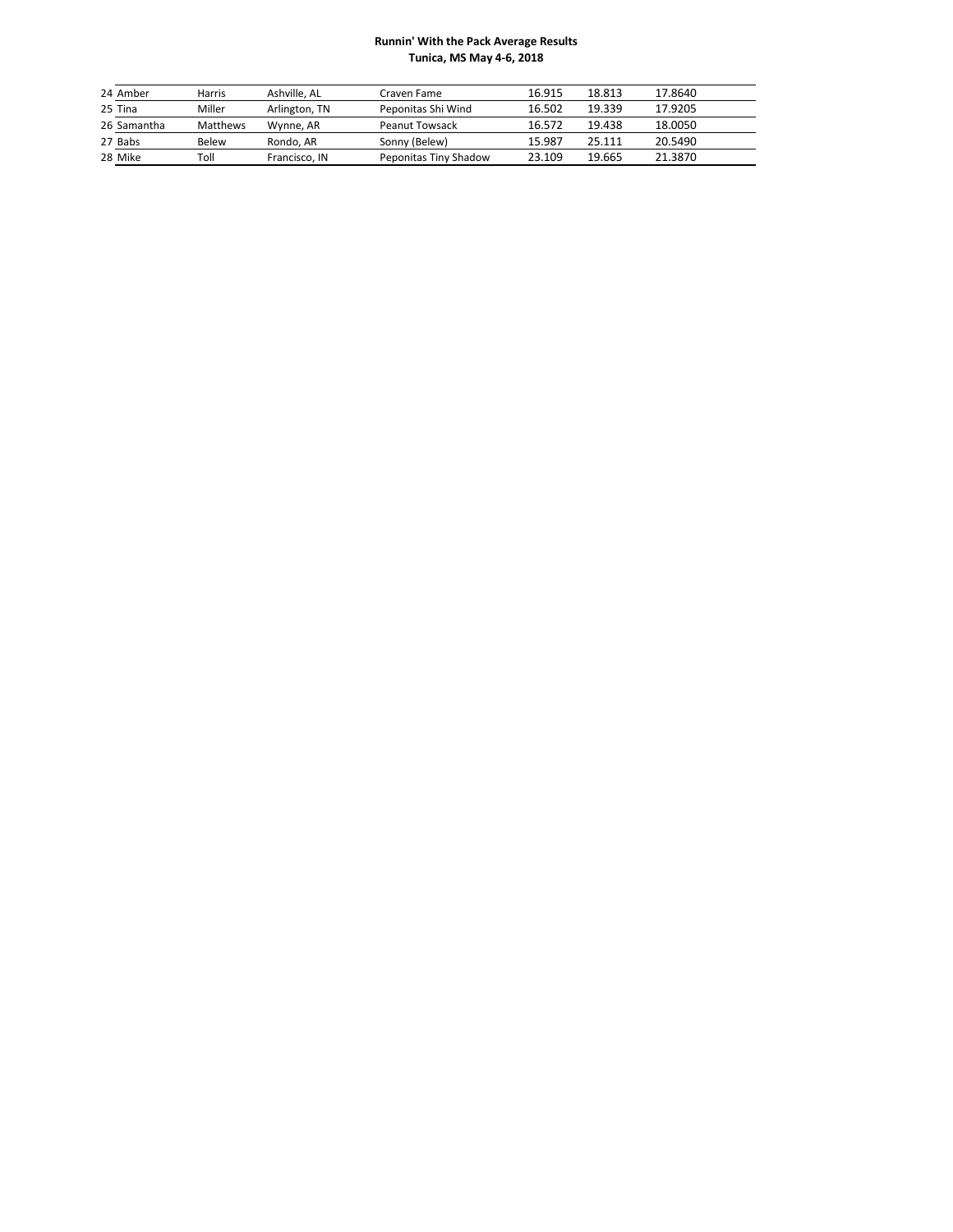**Runnin' With the Pack Average Results**
**Tunica, MS May 4-6, 2018**

| | | | | | | | |
|---|---|---|---|---|---|---|---|
| 24 | Amber | Harris | Ashville, AL | Craven Fame | 16.915 | 18.813 | 17.8640 |
| 25 | Tina | Miller | Arlington, TN | Peponitas Shi Wind | 16.502 | 19.339 | 17.9205 |
| 26 | Samantha | Matthews | Wynne, AR | Peanut Towsack | 16.572 | 19.438 | 18.0050 |
| 27 | Babs | Belew | Rondo, AR | Sonny (Belew) | 15.987 | 25.111 | 20.5490 |
| 28 | Mike | Toll | Francisco, IN | Peponitas Tiny Shadow | 23.109 | 19.665 | 21.3870 |